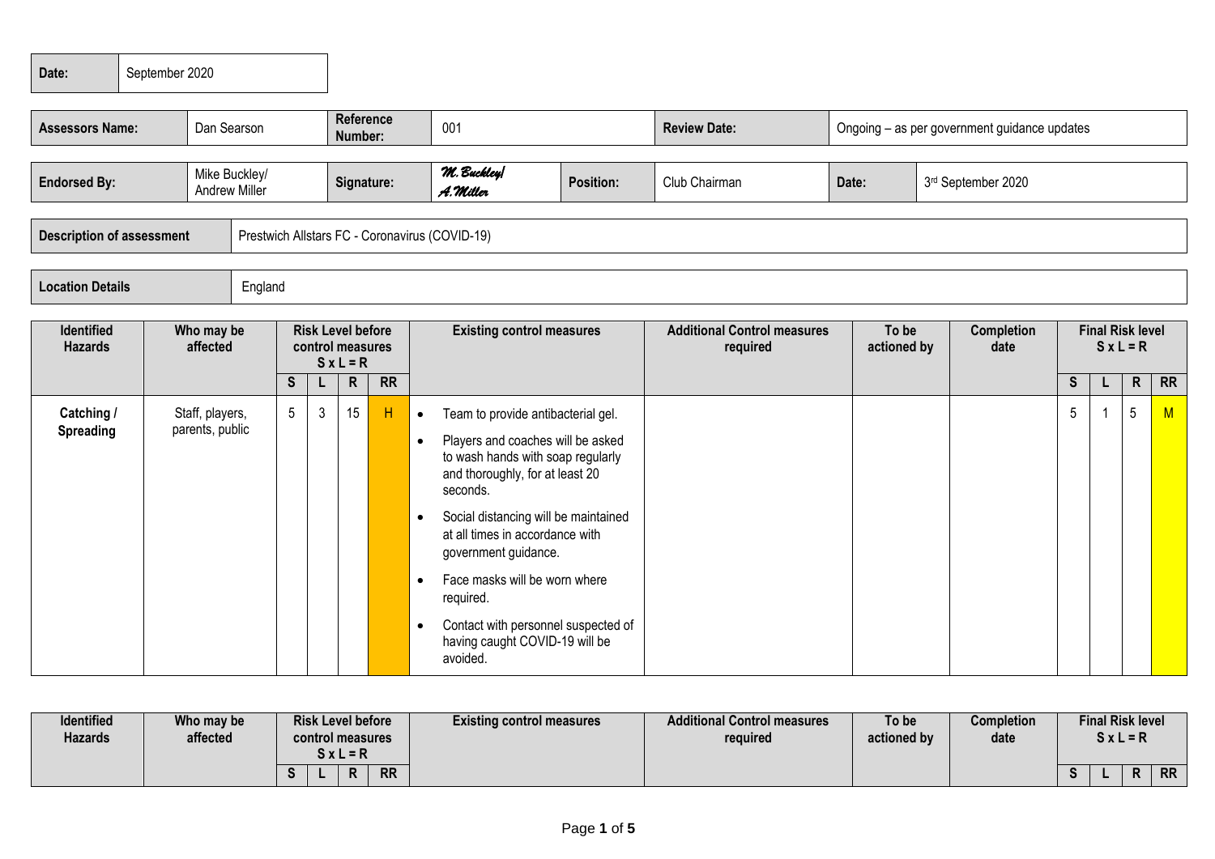| Date: | September 2020 |
|---|---|

| Assessors Name: | Dan Searson | Reference Number: | 001 | Review Date: | Ongoing – as per government guidance updates |
|---|---|---|---|---|---|

| Endorsed By: | Mike Buckley/ Andrew Miller | Signature: | M. Buckley/ A. Miller | Position: | Club Chairman | Date: | 3rd September 2020 |
|---|---|---|---|---|---|---|---|

| Description of assessment | Prestwich Allstars FC - Coronavirus (COVID-19) |
|---|---|

| Location Details | England |
|---|---|

| Identified Hazards | Who may be affected | Risk Level before control measures S x L = R | | | | Existing control measures | Additional Control measures required | To be actioned by | Completion date | Final Risk level S x L = R | | | |
|---|---|---|---|---|---|---|---|---|---|---|---|---|---|
| | | S | L | R | RR | | | | | S | L | R | RR |
| **Catching / Spreading** | Staff, players, parents, public | 5 | 3 | 15 | H | • Team to provide antibacterial gel.<br>• Players and coaches will be asked to wash hands with soap regularly and thoroughly, for at least 20 seconds.<br>• Social distancing will be maintained at all times in accordance with government guidance.<br>• Face masks will be worn where required.<br>• Contact with personnel suspected of having caught COVID-19 will be avoided. | | | | 5 | 1 | 5 | M |

| Identified Hazards | Who may be affected | Risk Level before control measures S x L = R | | | | Existing control measures | Additional Control measures required | To be actioned by | Completion date | Final Risk level S x L = R | | | |
|---|---|---|---|---|---|---|---|---|---|---|---|---|---|
| | | S | L | R | RR | | | | | S | L | R | RR |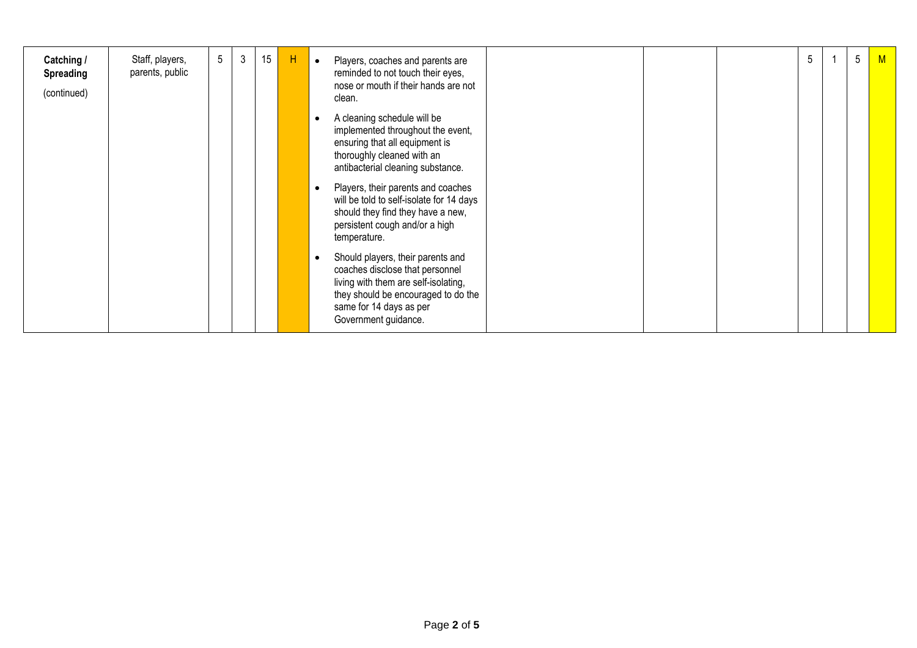| **Catching / Spreading** (continued) | Staff, players, parents, public | 5 | 3 | 15 | H | • Players, coaches and parents are reminded to not touch their eyes, nose or mouth if their hands are not clean.<br>• A cleaning schedule will be implemented throughout the event, ensuring that all equipment is thoroughly cleaned with an antibacterial cleaning substance.<br>• Players, their parents and coaches will be told to self-isolate for 14 days should they find they have a new, persistent cough and/or a high temperature.<br>• Should players, their parents and coaches disclose that personnel living with them are self-isolating, they should be encouraged to do the same for 14 days as per Government guidance. | | | | 5 | 1 | 5 | M |
|---|---|---|---|---|---|---|---|---|---|---|---|---|---|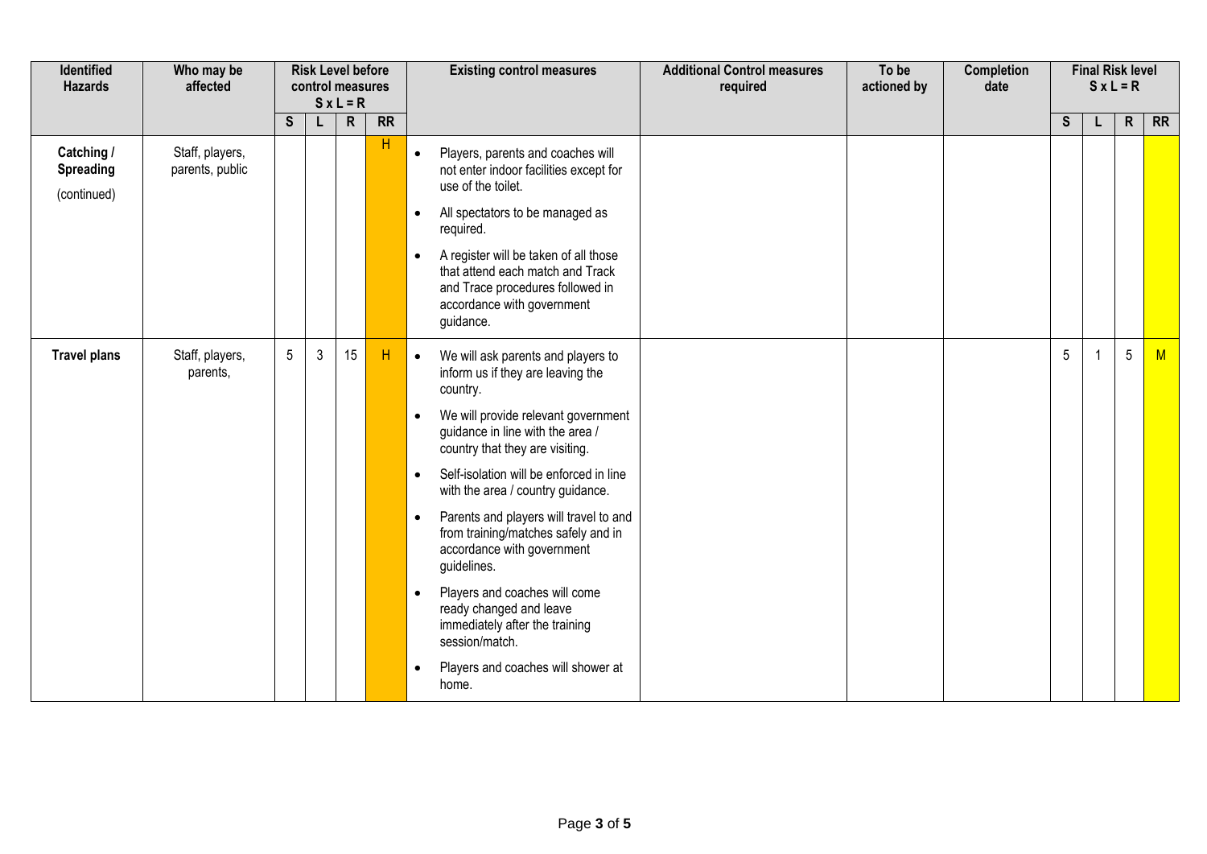| Identified Hazards | Who may be affected | Risk Level before control measures S x L = R | | | | Existing control measures | Additional Control measures required | To be actioned by | Completion date | Final Risk level S x L = R | | | |
|---|---|---|---|---|---|---|---|---|---|---|---|---|---|
| | | S | L | R | RR | | | | | S | L | R | RR |
| **Catching / Spreading** (continued) | Staff, players, parents, public | | | | H | • Players, parents and coaches will not enter indoor facilities except for use of the toilet.<br>• All spectators to be managed as required.<br>• A register will be taken of all those that attend each match and Track and Trace procedures followed in accordance with government guidance. | | | | | | | |
| **Travel plans** | Staff, players, parents, | 5 | 3 | 15 | H | • We will ask parents and players to inform us if they are leaving the country.<br>• We will provide relevant government guidance in line with the area / country that they are visiting.<br>• Self-isolation will be enforced in line with the area / country guidance.<br>• Parents and players will travel to and from training/matches safely and in accordance with government guidelines.<br>• Players and coaches will come ready changed and leave immediately after the training session/match.<br>• Players and coaches will shower at home. | | | | 5 | 1 | 5 | M |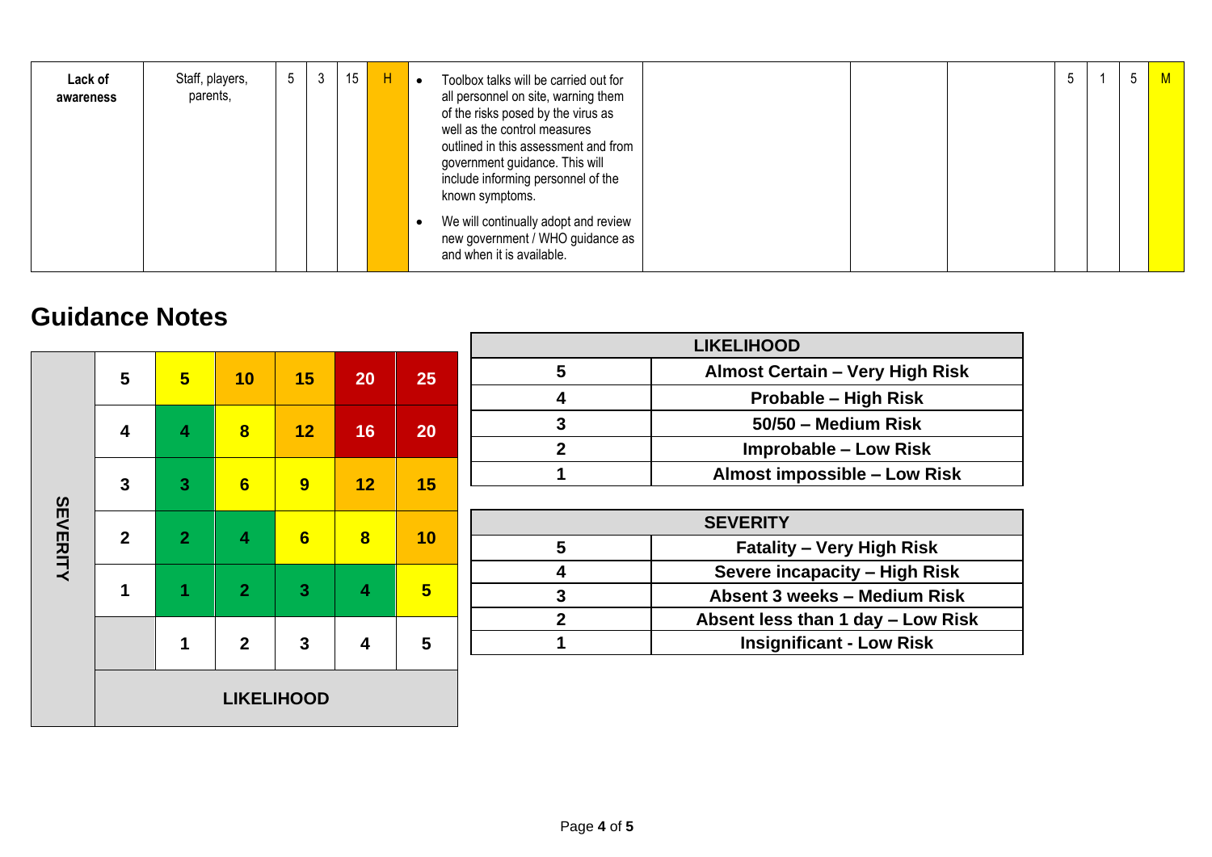| Lack of awareness | Staff, players, parents, | 5 | 3 | 15 | H | • Toolbox talks will be carried out for all personnel on site, warning them of the risks posed by the virus as well as the control measures outlined in this assessment and from government guidance. This will include informing personnel of the known symptoms.<br>• We will continually adopt and review new government / WHO guidance as and when it is available. | | | | 5 | 1 | 5 | M |
|---|---|---|---|---|---|---|---|---|---|---|---|---|---|

## Guidance Notes

| SEVERITY | | | | | |
|---|---|---|---|---|---|
| 5 | 5 | 10 | 15 | 20 | 25 |
| 4 | 4 | 8 | 12 | 16 | 20 |
| 3 | 3 | 6 | 9 | 12 | 15 |
| 2 | 2 | 4 | 6 | 8 | 10 |
| 1 | 1 | 2 | 3 | 4 | 5 |
| | 1 | 2 | 3 | 4 | 5 |
| | LIKELIHOOD | | | | |

| LIKELIHOOD | |
|---|---|
| 5 | Almost Certain – Very High Risk |
| 4 | Probable – High Risk |
| 3 | 50/50 – Medium Risk |
| 2 | Improbable – Low Risk |
| 1 | Almost impossible – Low Risk |

| SEVERITY | |
|---|---|
| 5 | Fatality – Very High Risk |
| 4 | Severe incapacity – High Risk |
| 3 | Absent 3 weeks – Medium Risk |
| 2 | Absent less than 1 day – Low Risk |
| 1 | Insignificant - Low Risk |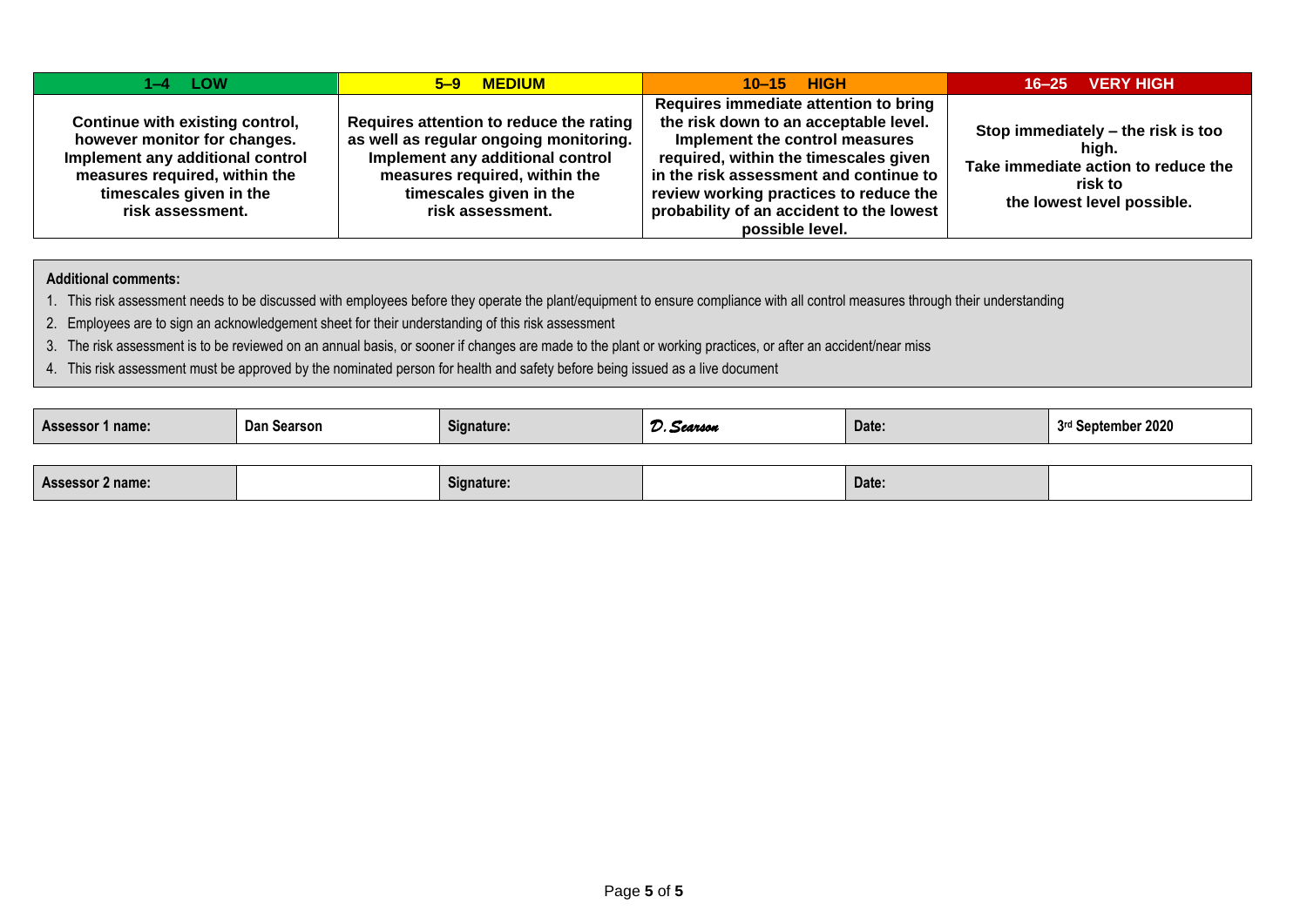| 1–4 LOW | 5–9 MEDIUM | 10–15 HIGH | 16–25 VERY HIGH |
|---|---|---|---|
| Continue with existing control, however monitor for changes. Implement any additional control measures required, within the timescales given in the risk assessment. | Requires attention to reduce the rating as well as regular ongoing monitoring. Implement any additional control measures required, within the timescales given in the risk assessment. | Requires immediate attention to bring the risk down to an acceptable level. Implement the control measures required, within the timescales given in the risk assessment and continue to review working practices to reduce the probability of an accident to the lowest possible level. | Stop immediately – the risk is too high. Take immediate action to reduce the risk to the lowest level possible. |

**Additional comments:**

1. This risk assessment needs to be discussed with employees before they operate the plant/equipment to ensure compliance with all control measures through their understanding
2. Employees are to sign an acknowledgement sheet for their understanding of this risk assessment
3. The risk assessment is to be reviewed on an annual basis, or sooner if changes are made to the plant or working practices, or after an accident/near miss
4. This risk assessment must be approved by the nominated person for health and safety before being issued as a live document

| | | | | | |
|---|---|---|---|---|---|
| **Assessor 1 name:** | Dan Searson | **Signature:** | *D.Searson* | **Date:** | 3rd September 2020 |
| **Assessor 2 name:** | | **Signature:** | | **Date:** | |